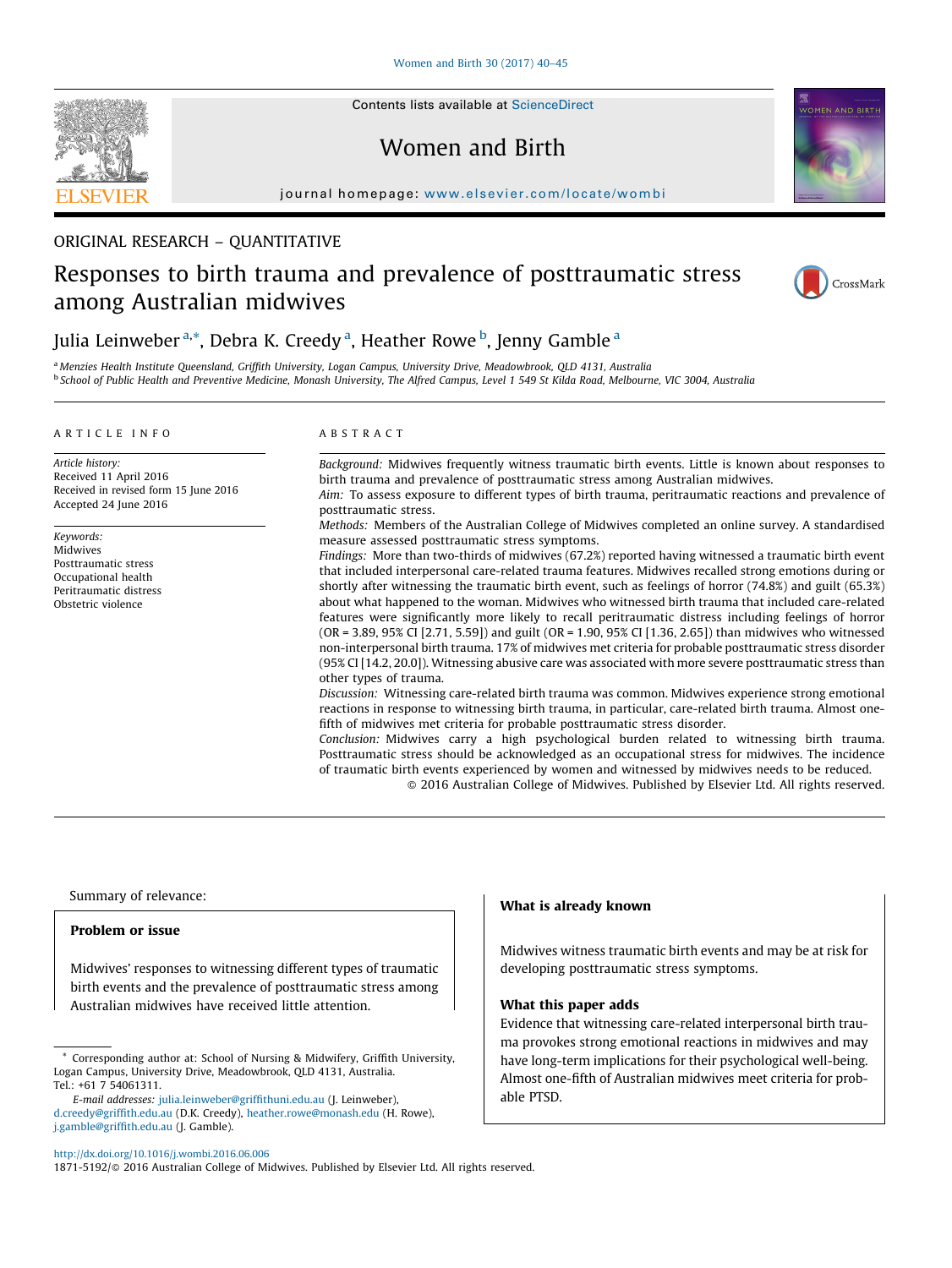ORIGINAL RESEARCH – QUANTITATIVE

# Responses to birth trauma and prevalence of posttraumatic stress among Australian midwives

Julia Leinweber [a,*], Debra K. Creedy [a], Heather Rowe [b], Jenny Gamble [a]

[a] Menzies Health Institute Queensland, Griffith University, Logan Campus, University Drive, Meadowbrook, QLD 4131, Australia
[b] School of Public Health and Preventive Medicine, Monash University, The Alfred Campus, Level 1 549 St Kilda Road, Melbourne, VIC 3004, Australia

## ARTICLE INFO

*Article history:*
Received 11 April 2016
Received in revised form 15 June 2016
Accepted 24 June 2016

*Keywords:*
Midwives
Posttraumatic stress
Occupational health
Peritraumatic distress
Obstetric violence

## ABSTRACT

*Background:* Midwives frequently witness traumatic birth events. Little is known about responses to birth trauma and prevalence of posttraumatic stress among Australian midwives.

*Aim:* To assess exposure to different types of birth trauma, peritraumatic reactions and prevalence of posttraumatic stress.

*Methods:* Members of the Australian College of Midwives completed an online survey. A standardised measure assessed posttraumatic stress symptoms.

*Findings:* More than two-thirds of midwives (67.2%) reported having witnessed a traumatic birth event that included interpersonal care-related trauma features. Midwives recalled strong emotions during or shortly after witnessing the traumatic birth event, such as feelings of horror (74.8%) and guilt (65.3%) about what happened to the woman. Midwives who witnessed birth trauma that included care-related features were significantly more likely to recall peritraumatic distress including feelings of horror (OR = 3.89, 95% CI [2.71, 5.59]) and guilt (OR = 1.90, 95% CI [1.36, 2.65]) than midwives who witnessed non-interpersonal birth trauma. 17% of midwives met criteria for probable posttraumatic stress disorder (95% CI [14.2, 20.0]). Witnessing abusive care was associated with more severe posttraumatic stress than other types of trauma.

*Discussion:* Witnessing care-related birth trauma was common. Midwives experience strong emotional reactions in response to witnessing birth trauma, in particular, care-related birth trauma. Almost one-fifth of midwives met criteria for probable posttraumatic stress disorder.

*Conclusion:* Midwives carry a high psychological burden related to witnessing birth trauma. Posttraumatic stress should be acknowledged as an occupational stress for midwives. The incidence of traumatic birth events experienced by women and witnessed by midwives needs to be reduced.

© 2016 Australian College of Midwives. Published by Elsevier Ltd. All rights reserved.

Summary of relevance:

**Problem or issue**

Midwives' responses to witnessing different types of traumatic birth events and the prevalence of posttraumatic stress among Australian midwives have received little attention.

**What is already known**

Midwives witness traumatic birth events and may be at risk for developing posttraumatic stress symptoms.

**What this paper adds**

Evidence that witnessing care-related interpersonal birth trauma provokes strong emotional reactions in midwives and may have long-term implications for their psychological well-being. Almost one-fifth of Australian midwives meet criteria for probable PTSD.

\* Corresponding author at: School of Nursing & Midwifery, Griffith University, Logan Campus, University Drive, Meadowbrook, QLD 4131, Australia. Tel.: +61 7 54061311.

*E-mail addresses:* julia.leinweber@griffithuni.edu.au (J. Leinweber), d.creedy@griffith.edu.au (D.K. Creedy), heather.rowe@monash.edu (H. Rowe), j.gamble@griffith.edu.au (J. Gamble).

http://dx.doi.org/10.1016/j.wombi.2016.06.006
1871-5192/© 2016 Australian College of Midwives. Published by Elsevier Ltd. All rights reserved.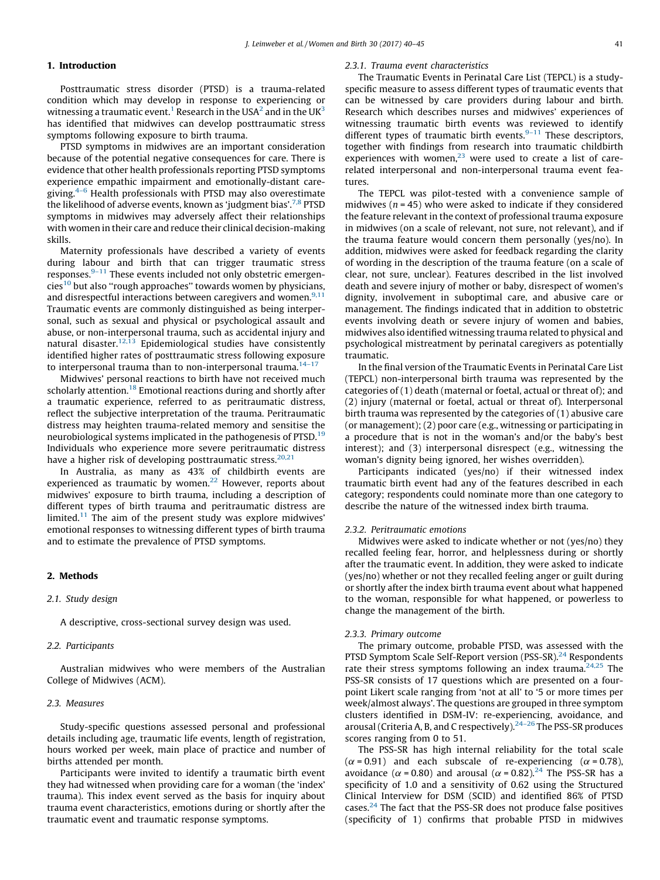## 1. Introduction

Posttraumatic stress disorder (PTSD) is a trauma-related condition which may develop in response to experiencing or witnessing a traumatic event.[1] Research in the USA[2] and in the UK[3] has identified that midwives can develop posttraumatic stress symptoms following exposure to birth trauma.

PTSD symptoms in midwives are an important consideration because of the potential negative consequences for care. There is evidence that other health professionals reporting PTSD symptoms experience empathic impairment and emotionally-distant caregiving.[4–6] Health professionals with PTSD may also overestimate the likelihood of adverse events, known as 'judgment bias'.[7,8] PTSD symptoms in midwives may adversely affect their relationships with women in their care and reduce their clinical decision-making skills.

Maternity professionals have described a variety of events during labour and birth that can trigger traumatic stress responses.[9–11] These events included not only obstetric emergencies[10] but also "rough approaches" towards women by physicians, and disrespectful interactions between caregivers and women.[9,11] Traumatic events are commonly distinguished as being interpersonal, such as sexual and physical or psychological assault and abuse, or non-interpersonal trauma, such as accidental injury and natural disaster.[12,13] Epidemiological studies have consistently identified higher rates of posttraumatic stress following exposure to interpersonal trauma than to non-interpersonal trauma.[14–17]

Midwives' personal reactions to birth have not received much scholarly attention.[18] Emotional reactions during and shortly after a traumatic experience, referred to as peritraumatic distress, reflect the subjective interpretation of the trauma. Peritraumatic distress may heighten trauma-related memory and sensitise the neurobiological systems implicated in the pathogenesis of PTSD.[19] Individuals who experience more severe peritraumatic distress have a higher risk of developing posttraumatic stress.[20,21]

In Australia, as many as 43% of childbirth events are experienced as traumatic by women.[22] However, reports about midwives' exposure to birth trauma, including a description of different types of birth trauma and peritraumatic distress are limited.[11] The aim of the present study was explore midwives' emotional responses to witnessing different types of birth trauma and to estimate the prevalence of PTSD symptoms.

## 2. Methods

### 2.1. Study design

A descriptive, cross-sectional survey design was used.

### 2.2. Participants

Australian midwives who were members of the Australian College of Midwives (ACM).

### 2.3. Measures

Study-specific questions assessed personal and professional details including age, traumatic life events, length of registration, hours worked per week, main place of practice and number of births attended per month.

Participants were invited to identify a traumatic birth event they had witnessed when providing care for a woman (the 'index' trauma). This index event served as the basis for inquiry about trauma event characteristics, emotions during or shortly after the traumatic event and traumatic response symptoms.

#### 2.3.1. Trauma event characteristics

The Traumatic Events in Perinatal Care List (TEPCL) is a study-specific measure to assess different types of traumatic events that can be witnessed by care providers during labour and birth. Research which describes nurses and midwives' experiences of witnessing traumatic birth events was reviewed to identify different types of traumatic birth events.[9–11] These descriptors, together with findings from research into traumatic childbirth experiences with women,[23] were used to create a list of care-related interpersonal and non-interpersonal trauma event features.

The TEPCL was pilot-tested with a convenience sample of midwives ($n = 45$) who were asked to indicate if they considered the feature relevant in the context of professional trauma exposure in midwives (on a scale of relevant, not sure, not relevant), and if the trauma feature would concern them personally (yes/no). In addition, midwives were asked for feedback regarding the clarity of wording in the description of the trauma feature (on a scale of clear, not sure, unclear). Features described in the list involved death and severe injury of mother or baby, disrespect of women's dignity, involvement in suboptimal care, and abusive care or management. The findings indicated that in addition to obstetric events involving death or severe injury of women and babies, midwives also identified witnessing trauma related to physical and psychological mistreatment by perinatal caregivers as potentially traumatic.

In the final version of the Traumatic Events in Perinatal Care List (TEPCL) non-interpersonal birth trauma was represented by the categories of (1) death (maternal or foetal, actual or threat of); and (2) injury (maternal or foetal, actual or threat of). Interpersonal birth trauma was represented by the categories of (1) abusive care (or management); (2) poor care (e.g., witnessing or participating in a procedure that is not in the woman's and/or the baby's best interest); and (3) interpersonal disrespect (e.g., witnessing the woman's dignity being ignored, her wishes overridden).

Participants indicated (yes/no) if their witnessed index traumatic birth event had any of the features described in each category; respondents could nominate more than one category to describe the nature of the witnessed index birth trauma.

#### 2.3.2. Peritraumatic emotions

Midwives were asked to indicate whether or not (yes/no) they recalled feeling fear, horror, and helplessness during or shortly after the traumatic event. In addition, they were asked to indicate (yes/no) whether or not they recalled feeling anger or guilt during or shortly after the index birth trauma event about what happened to the woman, responsible for what happened, or powerless to change the management of the birth.

#### 2.3.3. Primary outcome

The primary outcome, probable PTSD, was assessed with the PTSD Symptom Scale Self-Report version (PSS-SR).[24] Respondents rate their stress symptoms following an index trauma.[24,25] The PSS-SR consists of 17 questions which are presented on a four-point Likert scale ranging from 'not at all' to '5 or more times per week/almost always'. The questions are grouped in three symptom clusters identified in DSM-IV: re-experiencing, avoidance, and arousal (Criteria A, B, and C respectively).[24–26] The PSS-SR produces scores ranging from 0 to 51.

The PSS-SR has high internal reliability for the total scale ($\alpha = 0.91$) and each subscale of re-experiencing ($\alpha = 0.78$), avoidance ($\alpha = 0.80$) and arousal ($\alpha = 0.82$).[24] The PSS-SR has a specificity of 1.0 and a sensitivity of 0.62 using the Structured Clinical Interview for DSM (SCID) and identified 86% of PTSD cases.[24] The fact that the PSS-SR does not produce false positives (specificity of 1) confirms that probable PTSD in midwives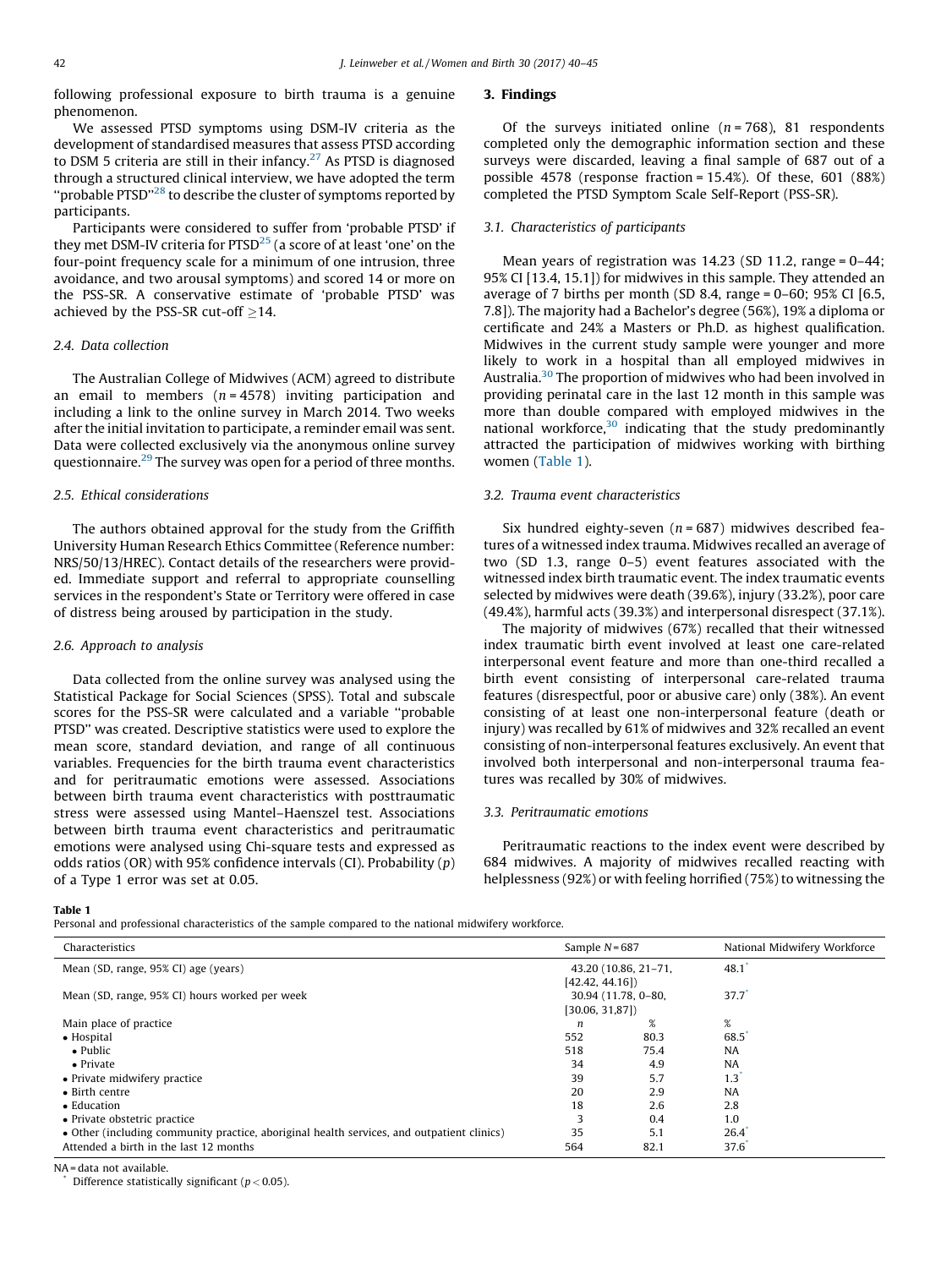following professional exposure to birth trauma is a genuine phenomenon.

We assessed PTSD symptoms using DSM-IV criteria as the development of standardised measures that assess PTSD according to DSM 5 criteria are still in their infancy.[27] As PTSD is diagnosed through a structured clinical interview, we have adopted the term "probable PTSD"[28] to describe the cluster of symptoms reported by participants.

Participants were considered to suffer from 'probable PTSD' if they met DSM-IV criteria for PTSD[25] (a score of at least 'one' on the four-point frequency scale for a minimum of one intrusion, three avoidance, and two arousal symptoms) and scored 14 or more on the PSS-SR. A conservative estimate of 'probable PTSD' was achieved by the PSS-SR cut-off $\geq$14.

### 2.4. Data collection

The Australian College of Midwives (ACM) agreed to distribute an email to members ($n$ = 4578) inviting participation and including a link to the online survey in March 2014. Two weeks after the initial invitation to participate, a reminder email was sent. Data were collected exclusively via the anonymous online survey questionnaire.[29] The survey was open for a period of three months.

### 2.5. Ethical considerations

The authors obtained approval for the study from the Griffith University Human Research Ethics Committee (Reference number: NRS/50/13/HREC). Contact details of the researchers were provided. Immediate support and referral to appropriate counselling services in the respondent's State or Territory were offered in case of distress being aroused by participation in the study.

### 2.6. Approach to analysis

Data collected from the online survey was analysed using the Statistical Package for Social Sciences (SPSS). Total and subscale scores for the PSS-SR were calculated and a variable "probable PTSD" was created. Descriptive statistics were used to explore the mean score, standard deviation, and range of all continuous variables. Frequencies for the birth trauma event characteristics and for peritraumatic emotions were assessed. Associations between birth trauma event characteristics with posttraumatic stress were assessed using Mantel–Haenszel test. Associations between birth trauma event characteristics and peritraumatic emotions were analysed using Chi-square tests and expressed as odds ratios (OR) with 95% confidence intervals (CI). Probability ($p$) of a Type 1 error was set at 0.05.

## 3. Findings

Of the surveys initiated online ($n$ = 768), 81 respondents completed only the demographic information section and these surveys were discarded, leaving a final sample of 687 out of a possible 4578 (response fraction = 15.4%). Of these, 601 (88%) completed the PTSD Symptom Scale Self-Report (PSS-SR).

### 3.1. Characteristics of participants

Mean years of registration was 14.23 (SD 11.2, range = 0–44; 95% CI [13.4, 15.1]) for midwives in this sample. They attended an average of 7 births per month (SD 8.4, range = 0–60; 95% CI [6.5, 7.8]). The majority had a Bachelor's degree (56%), 19% a diploma or certificate and 24% a Masters or Ph.D. as highest qualification. Midwives in the current study sample were younger and more likely to work in a hospital than all employed midwives in Australia.[30] The proportion of midwives who had been involved in providing perinatal care in the last 12 month in this sample was more than double compared with employed midwives in the national workforce,[30] indicating that the study predominantly attracted the participation of midwives working with birthing women (Table 1).

### 3.2. Trauma event characteristics

Six hundred eighty-seven ($n$ = 687) midwives described features of a witnessed index trauma. Midwives recalled an average of two (SD 1.3, range 0–5) event features associated with the witnessed index birth traumatic event. The index traumatic events selected by midwives were death (39.6%), injury (33.2%), poor care (49.4%), harmful acts (39.3%) and interpersonal disrespect (37.1%).

The majority of midwives (67%) recalled that their witnessed index traumatic birth event involved at least one care-related interpersonal event feature and more than one-third recalled a birth event consisting of interpersonal care-related trauma features (disrespectful, poor or abusive care) only (38%). An event consisting of at least one non-interpersonal feature (death or injury) was recalled by 61% of midwives and 32% recalled an event consisting of non-interpersonal features exclusively. An event that involved both interpersonal and non-interpersonal trauma features was recalled by 30% of midwives.

### 3.3. Peritraumatic emotions

Peritraumatic reactions to the index event were described by 684 midwives. A majority of midwives recalled reacting with helplessness (92%) or with feeling horrified (75%) to witnessing the

**Table 1**
Personal and professional characteristics of the sample compared to the national midwifery workforce.

| Characteristics | Sample $N$ = 687 | | National Midwifery Workforce |
|---|---|---|---|
| Mean (SD, range, 95% CI) age (years) | 43.20 (10.86, 21–71, [42.42, 44.16]) | | 48.1* |
| Mean (SD, range, 95% CI) hours worked per week | 30.94 (11.78, 0–80, [30.06, 31,87]) | | 37.7* |
| Main place of practice | $n$ | % | % |
| • Hospital | 552 | 80.3 | 68.5* |
| • Public | 518 | 75.4 | NA |
| • Private | 34 | 4.9 | NA |
| • Private midwifery practice | 39 | 5.7 | 1.3* |
| • Birth centre | 20 | 2.9 | NA |
| • Education | 18 | 2.6 | 2.8 |
| • Private obstetric practice | 3 | 0.4 | 1.0 |
| • Other (including community practice, aboriginal health services, and outpatient clinics) | 35 | 5.1 | 26.4* |
| Attended a birth in the last 12 months | 564 | 82.1 | 37.6* |

NA = data not available.
* Difference statistically significant ($p$ < 0.05).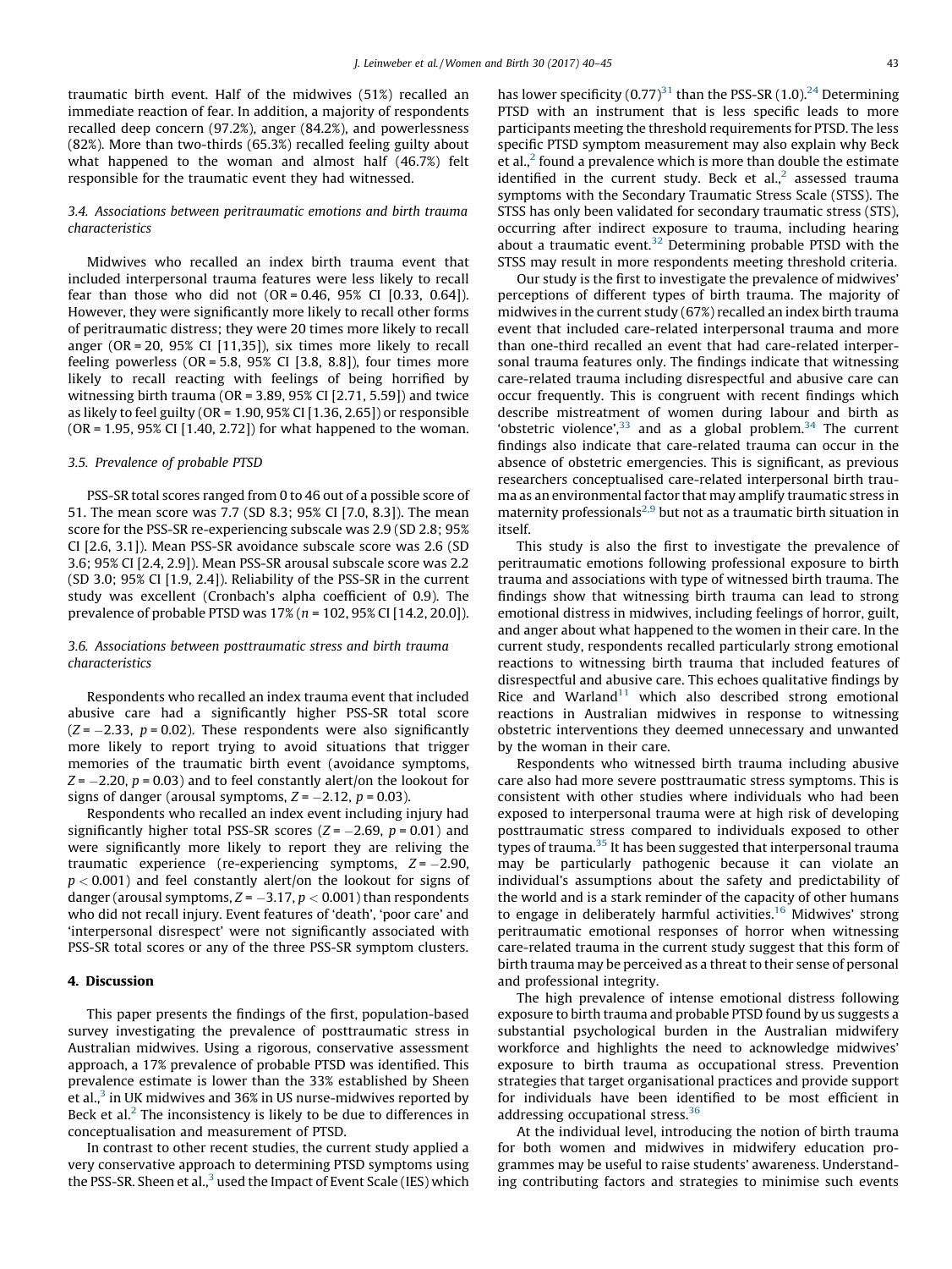traumatic birth event. Half of the midwives (51%) recalled an immediate reaction of fear. In addition, a majority of respondents recalled deep concern (97.2%), anger (84.2%), and powerlessness (82%). More than two-thirds (65.3%) recalled feeling guilty about what happened to the woman and almost half (46.7%) felt responsible for the traumatic event they had witnessed.

### 3.4. Associations between peritraumatic emotions and birth trauma characteristics

Midwives who recalled an index birth trauma event that included interpersonal trauma features were less likely to recall fear than those who did not (OR = 0.46, 95% CI [0.33, 0.64]). However, they were significantly more likely to recall other forms of peritraumatic distress; they were 20 times more likely to recall anger (OR = 20, 95% CI [11,35]), six times more likely to recall feeling powerless (OR = 5.8, 95% CI [3.8, 8.8]), four times more likely to recall reacting with feelings of being horrified by witnessing birth trauma (OR = 3.89, 95% CI [2.71, 5.59]) and twice as likely to feel guilty (OR = 1.90, 95% CI [1.36, 2.65]) or responsible (OR = 1.95, 95% CI [1.40, 2.72]) for what happened to the woman.

### 3.5. Prevalence of probable PTSD

PSS-SR total scores ranged from 0 to 46 out of a possible score of 51. The mean score was 7.7 (SD 8.3; 95% CI [7.0, 8.3]). The mean score for the PSS-SR re-experiencing subscale was 2.9 (SD 2.8; 95% CI [2.6, 3.1]). Mean PSS-SR avoidance subscale score was 2.6 (SD 3.6; 95% CI [2.4, 2.9]). Mean PSS-SR arousal subscale score was 2.2 (SD 3.0; 95% CI [1.9, 2.4]). Reliability of the PSS-SR in the current study was excellent (Cronbach's alpha coefficient of 0.9). The prevalence of probable PTSD was 17% ($n$ = 102, 95% CI [14.2, 20.0]).

### 3.6. Associations between posttraumatic stress and birth trauma characteristics

Respondents who recalled an index trauma event that included abusive care had a significantly higher PSS-SR total score ($Z = -2.33$, $p = 0.02$). These respondents were also significantly more likely to report trying to avoid situations that trigger memories of the traumatic birth event (avoidance symptoms, $Z = -2.20$, $p = 0.03$) and to feel constantly alert/on the lookout for signs of danger (arousal symptoms, $Z = -2.12$, $p = 0.03$).

Respondents who recalled an index event including injury had significantly higher total PSS-SR scores ($Z = -2.69$, $p = 0.01$) and were significantly more likely to report they are reliving the traumatic experience (re-experiencing symptoms, $Z = -2.90$, $p < 0.001$) and feel constantly alert/on the lookout for signs of danger (arousal symptoms, $Z = -3.17$, $p < 0.001$) than respondents who did not recall injury. Event features of 'death', 'poor care' and 'interpersonal disrespect' were not significantly associated with PSS-SR total scores or any of the three PSS-SR symptom clusters.

## 4. Discussion

This paper presents the findings of the first, population-based survey investigating the prevalence of posttraumatic stress in Australian midwives. Using a rigorous, conservative assessment approach, a 17% prevalence of probable PTSD was identified. This prevalence estimate is lower than the 33% established by Sheen et al.,[3] in UK midwives and 36% in US nurse-midwives reported by Beck et al.[2] The inconsistency is likely to be due to differences in conceptualisation and measurement of PTSD.

In contrast to other recent studies, the current study applied a very conservative approach to determining PTSD symptoms using the PSS-SR. Sheen et al.,[3] used the Impact of Event Scale (IES) which has lower specificity (0.77)[31] than the PSS-SR (1.0).[24] Determining PTSD with an instrument that is less specific leads to more participants meeting the threshold requirements for PTSD. The less specific PTSD symptom measurement may also explain why Beck et al.,[2] found a prevalence which is more than double the estimate identified in the current study. Beck et al.,[2] assessed trauma symptoms with the Secondary Traumatic Stress Scale (STSS). The STSS has only been validated for secondary traumatic stress (STS), occurring after indirect exposure to trauma, including hearing about a traumatic event.[32] Determining probable PTSD with the STSS may result in more respondents meeting threshold criteria.

Our study is the first to investigate the prevalence of midwives' perceptions of different types of birth trauma. The majority of midwives in the current study (67%) recalled an index birth trauma event that included care-related interpersonal trauma and more than one-third recalled an event that had care-related interpersonal trauma features only. The findings indicate that witnessing care-related trauma including disrespectful and abusive care can occur frequently. This is congruent with recent findings which describe mistreatment of women during labour and birth as 'obstetric violence',[33] and as a global problem.[34] The current findings also indicate that care-related trauma can occur in the absence of obstetric emergencies. This is significant, as previous researchers conceptualised care-related interpersonal birth trauma as an environmental factor that may amplify traumatic stress in maternity professionals[2,9] but not as a traumatic birth situation in itself.

This study is also the first to investigate the prevalence of peritraumatic emotions following professional exposure to birth trauma and associations with type of witnessed birth trauma. The findings show that witnessing birth trauma can lead to strong emotional distress in midwives, including feelings of horror, guilt, and anger about what happened to the women in their care. In the current study, respondents recalled particularly strong emotional reactions to witnessing birth trauma that included features of disrespectful and abusive care. This echoes qualitative findings by Rice and Warland[11] which also described strong emotional reactions in Australian midwives in response to witnessing obstetric interventions they deemed unnecessary and unwanted by the woman in their care.

Respondents who witnessed birth trauma including abusive care also had more severe posttraumatic stress symptoms. This is consistent with other studies where individuals who had been exposed to interpersonal trauma were at high risk of developing posttraumatic stress compared to individuals exposed to other types of trauma.[35] It has been suggested that interpersonal trauma may be particularly pathogenic because it can violate an individual's assumptions about the safety and predictability of the world and is a stark reminder of the capacity of other humans to engage in deliberately harmful activities.[16] Midwives' strong peritraumatic emotional responses of horror when witnessing care-related trauma in the current study suggest that this form of birth trauma may be perceived as a threat to their sense of personal and professional integrity.

The high prevalence of intense emotional distress following exposure to birth trauma and probable PTSD found by us suggests a substantial psychological burden in the Australian midwifery workforce and highlights the need to acknowledge midwives' exposure to birth trauma as occupational stress. Prevention strategies that target organisational practices and provide support for individuals have been identified to be most efficient in addressing occupational stress.[36]

At the individual level, introducing the notion of birth trauma for both women and midwives in midwifery education programmes may be useful to raise students' awareness. Understanding contributing factors and strategies to minimise such events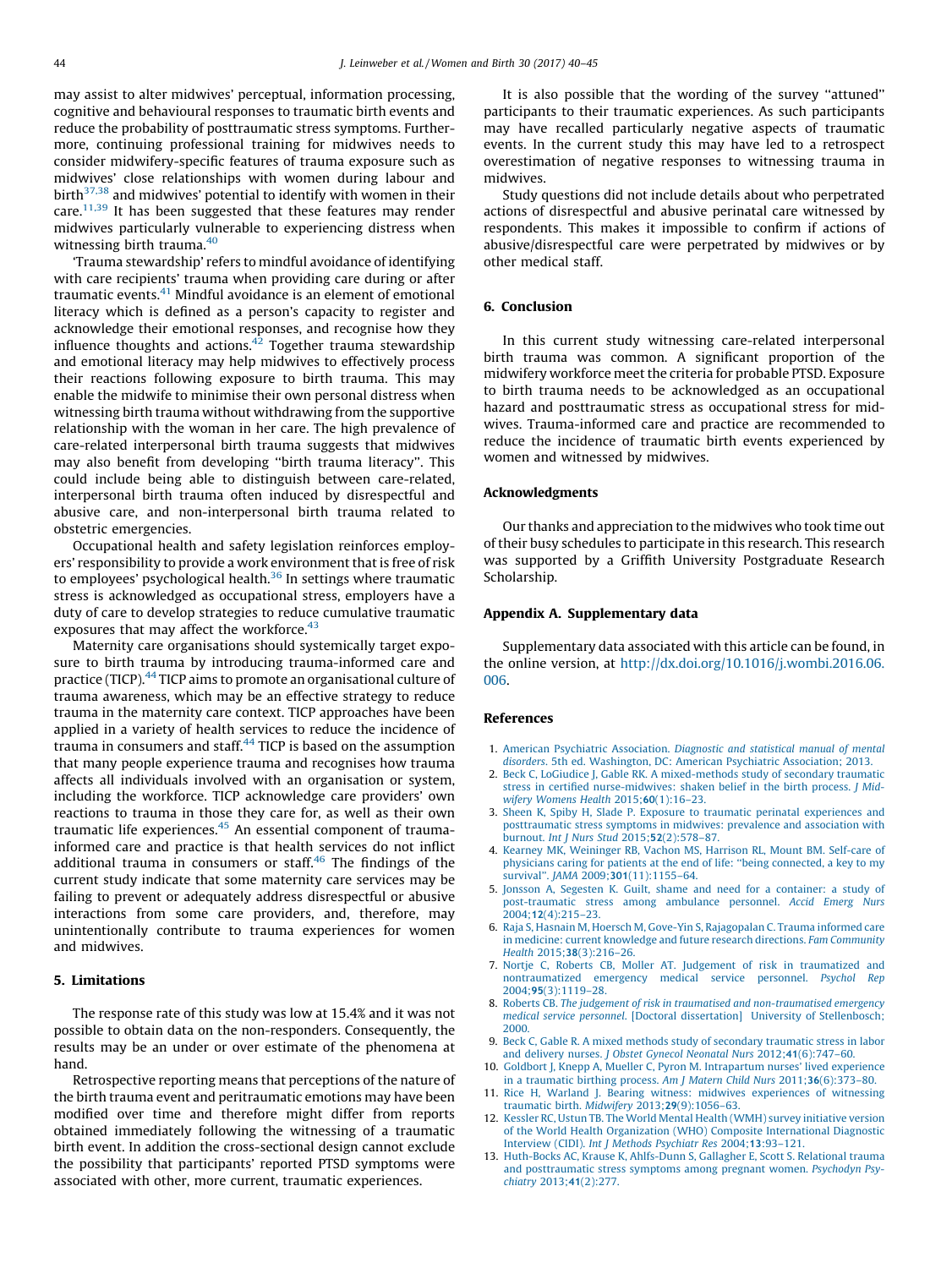may assist to alter midwives' perceptual, information processing, cognitive and behavioural responses to traumatic birth events and reduce the probability of posttraumatic stress symptoms. Furthermore, continuing professional training for midwives needs to consider midwifery-specific features of trauma exposure such as midwives' close relationships with women during labour and birth[37,38] and midwives' potential to identify with women in their care.[11,39] It has been suggested that these features may render midwives particularly vulnerable to experiencing distress when witnessing birth trauma.[40]

'Trauma stewardship' refers to mindful avoidance of identifying with care recipients' trauma when providing care during or after traumatic events.[41] Mindful avoidance is an element of emotional literacy which is defined as a person's capacity to register and acknowledge their emotional responses, and recognise how they influence thoughts and actions.[42] Together trauma stewardship and emotional literacy may help midwives to effectively process their reactions following exposure to birth trauma. This may enable the midwife to minimise their own personal distress when witnessing birth trauma without withdrawing from the supportive relationship with the woman in her care. The high prevalence of care-related interpersonal birth trauma suggests that midwives may also benefit from developing "birth trauma literacy". This could include being able to distinguish between care-related, interpersonal birth trauma often induced by disrespectful and abusive care, and non-interpersonal birth trauma related to obstetric emergencies.

Occupational health and safety legislation reinforces employers' responsibility to provide a work environment that is free of risk to employees' psychological health.[36] In settings where traumatic stress is acknowledged as occupational stress, employers have a duty of care to develop strategies to reduce cumulative traumatic exposures that may affect the workforce.[43]

Maternity care organisations should systemically target exposure to birth trauma by introducing trauma-informed care and practice (TICP).[44] TICP aims to promote an organisational culture of trauma awareness, which may be an effective strategy to reduce trauma in the maternity care context. TICP approaches have been applied in a variety of health services to reduce the incidence of trauma in consumers and staff.[44] TICP is based on the assumption that many people experience trauma and recognises how trauma affects all individuals involved with an organisation or system, including the workforce. TICP acknowledge care providers' own reactions to trauma in those they care for, as well as their own traumatic life experiences.[45] An essential component of trauma-informed care and practice is that health services do not inflict additional trauma in consumers or staff.[46] The findings of the current study indicate that some maternity care services may be failing to prevent or adequately address disrespectful or abusive interactions from some care providers, and, therefore, may unintentionally contribute to trauma experiences for women and midwives.

## 5. Limitations

The response rate of this study was low at 15.4% and it was not possible to obtain data on the non-responders. Consequently, the results may be an under or over estimate of the phenomena at hand.

Retrospective reporting means that perceptions of the nature of the birth trauma event and peritraumatic emotions may have been modified over time and therefore might differ from reports obtained immediately following the witnessing of a traumatic birth event. In addition the cross-sectional design cannot exclude the possibility that participants' reported PTSD symptoms were associated with other, more current, traumatic experiences.

It is also possible that the wording of the survey "attuned" participants to their traumatic experiences. As such participants may have recalled particularly negative aspects of traumatic events. In the current study this may have led to a retrospect overestimation of negative responses to witnessing trauma in midwives.

Study questions did not include details about who perpetrated actions of disrespectful and abusive perinatal care witnessed by respondents. This makes it impossible to confirm if actions of abusive/disrespectful care were perpetrated by midwives or by other medical staff.

## 6. Conclusion

In this current study witnessing care-related interpersonal birth trauma was common. A significant proportion of the midwifery workforce meet the criteria for probable PTSD. Exposure to birth trauma needs to be acknowledged as an occupational hazard and posttraumatic stress as occupational stress for midwives. Trauma-informed care and practice are recommended to reduce the incidence of traumatic birth events experienced by women and witnessed by midwives.

## Acknowledgments

Our thanks and appreciation to the midwives who took time out of their busy schedules to participate in this research. This research was supported by a Griffith University Postgraduate Research Scholarship.

## Appendix A. Supplementary data

Supplementary data associated with this article can be found, in the online version, at http://dx.doi.org/10.1016/j.wombi.2016.06.006.

## References

1. American Psychiatric Association. *Diagnostic and statistical manual of mental disorders*. 5th ed. Washington, DC: American Psychiatric Association; 2013.
2. Beck C, LoGiudice J, Gable RK. A mixed-methods study of secondary traumatic stress in certified nurse-midwives: shaken belief in the birth process. *J Midwifery Womens Health* 2015;**60**(1):16–23.
3. Sheen K, Spiby H, Slade P. Exposure to traumatic perinatal experiences and posttraumatic stress symptoms in midwives: prevalence and association with burnout. *Int J Nurs Stud* 2015;**52**(2):578–87.
4. Kearney MK, Weininger RB, Vachon MS, Harrison RL, Mount BM. Self-care of physicians caring for patients at the end of life: "being connected, a key to my survival". *JAMA* 2009;**301**(11):1155–64.
5. Jonsson A, Segesten K. Guilt, shame and need for a container: a study of post-traumatic stress among ambulance personnel. *Accid Emerg Nurs* 2004;**12**(4):215–23.
6. Raja S, Hasnain M, Hoersch M, Gove-Yin S, Rajagopalan C. Trauma informed care in medicine: current knowledge and future research directions. *Fam Community Health* 2015;**38**(3):216–26.
7. Nortje C, Roberts CB, Moller AT. Judgement of risk in traumatized and nontraumatized emergency medical service personnel. *Psychol Rep* 2004;**95**(3):1119–28.
8. Roberts CB. *The judgement of risk in traumatised and non-traumatised emergency medical service personnel*. [Doctoral dissertation] University of Stellenbosch; 2000.
9. Beck C, Gable R. A mixed methods study of secondary traumatic stress in labor and delivery nurses. *J Obstet Gynecol Neonatal Nurs* 2012;**41**(6):747–60.
10. Goldbort J, Knepp A, Mueller C, Pyron M. Intrapartum nurses' lived experience in a traumatic birthing process. *Am J Matern Child Nurs* 2011;**36**(6):373–80.
11. Rice H, Warland J. Bearing witness: midwives experiences of witnessing traumatic birth. *Midwifery* 2013;**29**(9):1056–63.
12. Kessler RC, Ustun TB. The World Mental Health (WMH) survey initiative version of the World Health Organization (WHO) Composite International Diagnostic Interview (CIDI). *Int J Methods Psychiatr Res* 2004;**13**:93–121.
13. Huth-Bocks AC, Krause K, Ahlfs-Dunn S, Gallagher E, Scott S. Relational trauma and posttraumatic stress symptoms among pregnant women. *Psychodyn Psychiatry* 2013;**41**(2):277.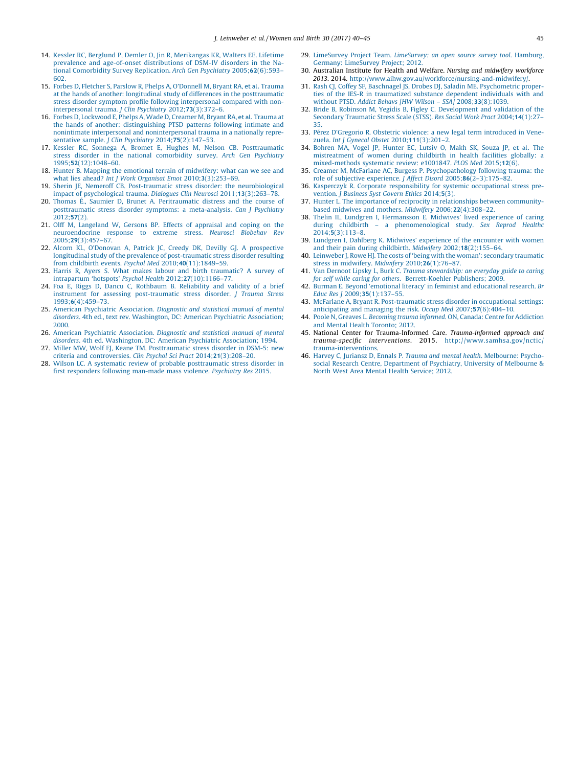14. Kessler RC, Berglund P, Demler O, Jin R, Merikangas KR, Walters EE. Lifetime prevalence and age-of-onset distributions of DSM-IV disorders in the National Comorbidity Survey Replication. *Arch Gen Psychiatry* 2005;**62**(6):593–602.
15. Forbes D, Fletcher S, Parslow R, Phelps A, O'Donnell M, Bryant RA, et al. Trauma at the hands of another: longitudinal study of differences in the posttraumatic stress disorder symptom profile following interpersonal compared with noninterpersonal trauma. *J Clin Psychiatry* 2012;**73**(3):372–6.
16. Forbes D, Lockwood E, Phelps A, Wade D, Creamer M, Bryant RA, et al. Trauma at the hands of another: distinguishing PTSD patterns following intimate and nonintimate interpersonal and noninterpersonal trauma in a nationally representative sample. *J Clin Psychiatry* 2014;**75**(2):147–53.
17. Kessler RC, Sonnega A, Bromet E, Hughes M, Nelson CB. Posttraumatic stress disorder in the national comorbidity survey. *Arch Gen Psychiatry* 1995;**52**(12):1048–60.
18. Hunter B. Mapping the emotional terrain of midwifery: what can we see and what lies ahead? *Int J Work Organisat Emot* 2010;**3**(3):253–69.
19. Sherin JE, Nemeroff CB. Post-traumatic stress disorder: the neurobiological impact of psychological trauma. *Dialogues Clin Neurosci* 2011;**13**(3):263–78.
20. Thomas É., Saumier D, Brunet A. Peritraumatic distress and the course of posttraumatic stress disorder symptoms: a meta-analysis. *Can J Psychiatry* 2012;**57**(2).
21. Olff M, Langeland W, Gersons BP. Effects of appraisal and coping on the neuroendocrine response to extreme stress. *Neurosci Biobehav Rev* 2005;**29**(3):457–67.
22. Alcorn KL, O'Donovan A, Patrick JC, Creedy DK, Devilly GJ. A prospective longitudinal study of the prevalence of post-traumatic stress disorder resulting from childbirth events. *Psychol Med* 2010;**40**(11):1849–59.
23. Harris R, Ayers S. What makes labour and birth traumatic? A survey of intrapartum 'hotspots' *Psychol Health* 2012;**27**(10):1166–77.
24. Foa E, Riggs D, Dancu C, Rothbaum B. Reliability and validity of a brief instrument for assessing post-traumatic stress disorder. *J Trauma Stress* 1993;**6**(4):459–73.
25. American Psychiatric Association. *Diagnostic and statistical manual of mental disorders*. 4th ed., text rev. Washington, DC: American Psychiatric Association; 2000.
26. American Psychiatric Association. *Diagnostic and statistical manual of mental disorders*. 4th ed. Washington, DC: American Psychiatric Association; 1994.
27. Miller MW, Wolf EJ, Keane TM. Posttraumatic stress disorder in DSM-5: new criteria and controversies. *Clin Psychol Sci Pract* 2014;**21**(3):208–20.
28. Wilson LC. A systematic review of probable posttraumatic stress disorder in first responders following man-made mass violence. *Psychiatry Res* 2015.
29. LimeSurvey Project Team. *LimeSurvey: an open source survey tool*. Hamburg, Germany: LimeSurvey Project; 2012.
30. Australian Institute for Health and Welfare. *Nursing and midwifery workforce 2013*. 2014. http://www.aihw.gov.au/workforce/nursing-and-midwifery/.
31. Rash CJ, Coffey SF, Baschnagel JS, Drobes DJ, Saladin ME. Psychometric properties of the IES-R in traumatized substance dependent individuals with and without PTSD. *Addict Behavs [HW Wilson – SSA]* 2008;**33**(8):1039.
32. Bride B, Robinson M, Yegidis B, Figley C. Development and validation of the Secondary Traumatic Stress Scale (STSS). *Res Social Work Pract* 2004;**14**(1):27–35.
33. Pérez D'Gregorio R. Obstetric violence: a new legal term introduced in Venezuela. *Int J Gynecol Obstet* 2010;**111**(3):201–2.
34. Bohren MA, Vogel JP, Hunter EC, Lutsiv O, Makh SK, Souza JP, et al. The mistreatment of women during childbirth in health facilities globally: a mixed-methods systematic review: e1001847. *PLOS Med* 2015;**12**(6).
35. Creamer M, McFarlane AC, Burgess P. Psychopathology following trauma: the role of subjective experience. *J Affect Disord* 2005;**86**(2–3):175–82.
36. Kasperczyk R. Corporate responsibility for systemic occupational stress prevention. *J Business Syst Govern Ethics* 2014;**5**(3).
37. Hunter L. The importance of reciprocity in relationships between community-based midwives and mothers. *Midwifery* 2006;**22**(4):308–22.
38. Thelin IL, Lundgren I, Hermansson E. Midwives' lived experience of caring during childbirth – a phenomenological study. *Sex Reprod Healthc* 2014;**5**(3):113–8.
39. Lundgren I, Dahlberg K. Midwives' experience of the encounter with women and their pain during childbirth. *Midwifery* 2002;**18**(2):155–64.
40. Leinweber J, Rowe HJ. The costs of 'being with the woman': secondary traumatic stress in midwifery. *Midwifery* 2010;**26**(1):76–87.
41. Van Dernoot Lipsky L, Burk C. *Trauma stewardship: an everyday guide to caring for self while caring for others*. Berrett-Koehler Publishers; 2009.
42. Burman E. Beyond 'emotional literacy' in feminist and educational research. *Br Educ Res J* 2009;**35**(1):137–55.
43. McFarlane A, Bryant R. Post-traumatic stress disorder in occupational settings: anticipating and managing the risk. *Occup Med* 2007;**57**(6):404–10.
44. Poole N, Greaves L. *Becoming trauma informed*. ON, Canada: Centre for Addiction and Mental Health Toronto; 2012.
45. National Center for Trauma-Informed Care. *Trauma-informed approach and trauma-specific interventions*. 2015. http://www.samhsa.gov/nctic/trauma-interventions.
46. Harvey C, Juriansz D, Ennals P. *Trauma and mental health*. Melbourne: Psychosocial Research Centre, Department of Psychiatry, University of Melbourne & North West Area Mental Health Service; 2012.